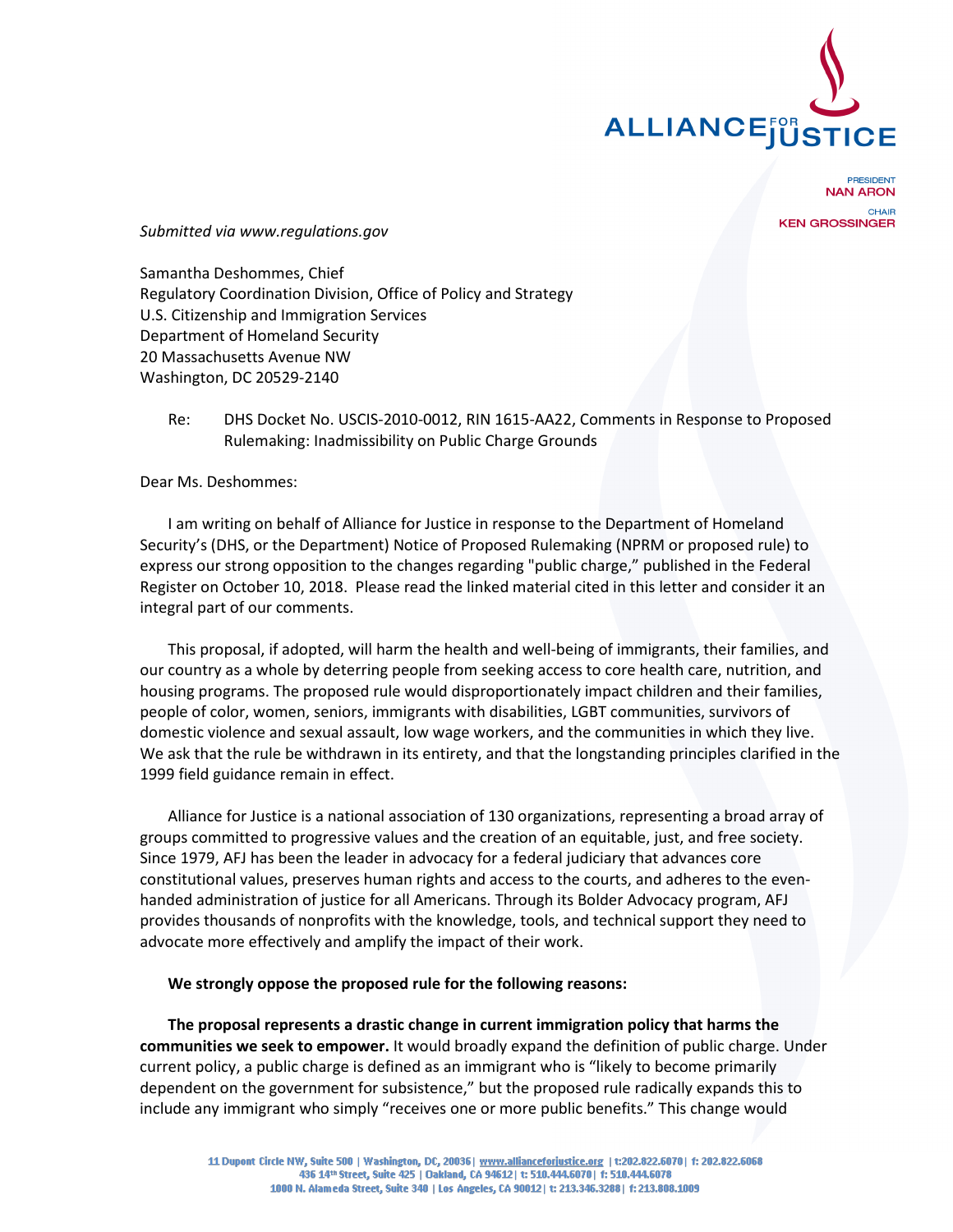ALLIANCE FOR JUSTICE

PRESIDENT
**NAN ARON**

CHAIR
**KEN GROSSINGER**

*Submitted via www.regulations.gov*

Samantha Deshommes, Chief
Regulatory Coordination Division, Office of Policy and Strategy
U.S. Citizenship and Immigration Services
Department of Homeland Security
20 Massachusetts Avenue NW
Washington, DC 20529-2140

Re: DHS Docket No. USCIS-2010-0012, RIN 1615-AA22, Comments in Response to Proposed Rulemaking: Inadmissibility on Public Charge Grounds

Dear Ms. Deshommes:

I am writing on behalf of Alliance for Justice in response to the Department of Homeland Security's (DHS, or the Department) Notice of Proposed Rulemaking (NPRM or proposed rule) to express our strong opposition to the changes regarding "public charge," published in the Federal Register on October 10, 2018. Please read the linked material cited in this letter and consider it an integral part of our comments.

This proposal, if adopted, will harm the health and well-being of immigrants, their families, and our country as a whole by deterring people from seeking access to core health care, nutrition, and housing programs. The proposed rule would disproportionately impact children and their families, people of color, women, seniors, immigrants with disabilities, LGBT communities, survivors of domestic violence and sexual assault, low wage workers, and the communities in which they live. We ask that the rule be withdrawn in its entirety, and that the longstanding principles clarified in the 1999 field guidance remain in effect.

Alliance for Justice is a national association of 130 organizations, representing a broad array of groups committed to progressive values and the creation of an equitable, just, and free society. Since 1979, AFJ has been the leader in advocacy for a federal judiciary that advances core constitutional values, preserves human rights and access to the courts, and adheres to the even-handed administration of justice for all Americans. Through its Bolder Advocacy program, AFJ provides thousands of nonprofits with the knowledge, tools, and technical support they need to advocate more effectively and amplify the impact of their work.

**We strongly oppose the proposed rule for the following reasons:**

**The proposal represents a drastic change in current immigration policy that harms the communities we seek to empower.** It would broadly expand the definition of public charge. Under current policy, a public charge is defined as an immigrant who is "likely to become primarily dependent on the government for subsistence," but the proposed rule radically expands this to include any immigrant who simply "receives one or more public benefits." This change would

11 Dupont Circle NW, Suite 500 | Washington, DC, 20036 | www.allianceforjustice.org | t:202.822.6070 | f: 202.822.6068
436 14th Street, Suite 425 | Oakland, CA 94612 | t: 510.444.6070 | f: 510.444.6078
1000 N. Alameda Street, Suite 340 | Los Angeles, CA 90012 | t: 213.346.3288 | f: 213.808.1009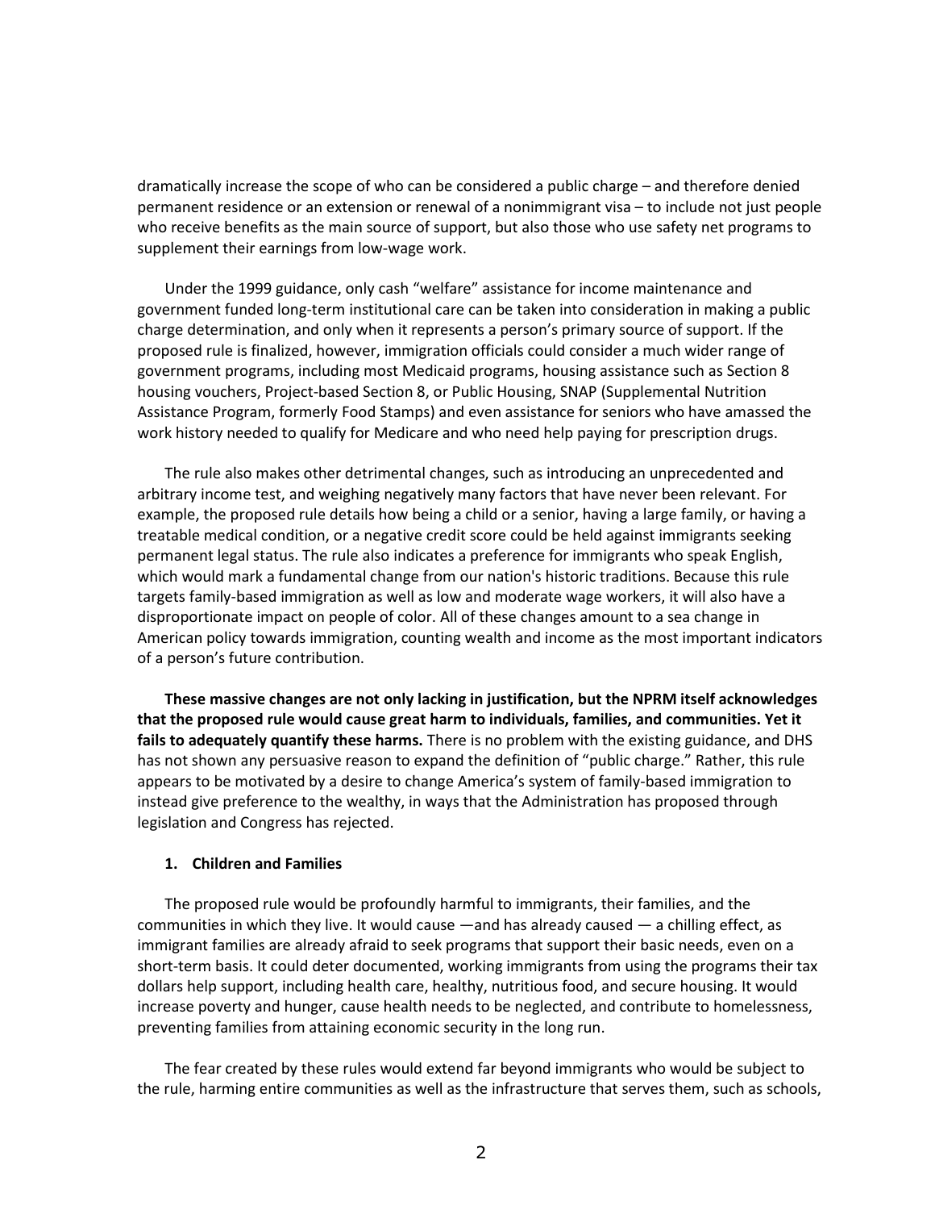dramatically increase the scope of who can be considered a public charge – and therefore denied permanent residence or an extension or renewal of a nonimmigrant visa – to include not just people who receive benefits as the main source of support, but also those who use safety net programs to supplement their earnings from low-wage work.

Under the 1999 guidance, only cash "welfare" assistance for income maintenance and government funded long-term institutional care can be taken into consideration in making a public charge determination, and only when it represents a person's primary source of support. If the proposed rule is finalized, however, immigration officials could consider a much wider range of government programs, including most Medicaid programs, housing assistance such as Section 8 housing vouchers, Project-based Section 8, or Public Housing, SNAP (Supplemental Nutrition Assistance Program, formerly Food Stamps) and even assistance for seniors who have amassed the work history needed to qualify for Medicare and who need help paying for prescription drugs.

The rule also makes other detrimental changes, such as introducing an unprecedented and arbitrary income test, and weighing negatively many factors that have never been relevant. For example, the proposed rule details how being a child or a senior, having a large family, or having a treatable medical condition, or a negative credit score could be held against immigrants seeking permanent legal status. The rule also indicates a preference for immigrants who speak English, which would mark a fundamental change from our nation's historic traditions. Because this rule targets family-based immigration as well as low and moderate wage workers, it will also have a disproportionate impact on people of color. All of these changes amount to a sea change in American policy towards immigration, counting wealth and income as the most important indicators of a person's future contribution.

**These massive changes are not only lacking in justification, but the NPRM itself acknowledges that the proposed rule would cause great harm to individuals, families, and communities. Yet it fails to adequately quantify these harms.** There is no problem with the existing guidance, and DHS has not shown any persuasive reason to expand the definition of "public charge." Rather, this rule appears to be motivated by a desire to change America's system of family-based immigration to instead give preference to the wealthy, in ways that the Administration has proposed through legislation and Congress has rejected.

### 1. Children and Families

The proposed rule would be profoundly harmful to immigrants, their families, and the communities in which they live. It would cause —and has already caused — a chilling effect, as immigrant families are already afraid to seek programs that support their basic needs, even on a short-term basis. It could deter documented, working immigrants from using the programs their tax dollars help support, including health care, healthy, nutritious food, and secure housing. It would increase poverty and hunger, cause health needs to be neglected, and contribute to homelessness, preventing families from attaining economic security in the long run.

The fear created by these rules would extend far beyond immigrants who would be subject to the rule, harming entire communities as well as the infrastructure that serves them, such as schools,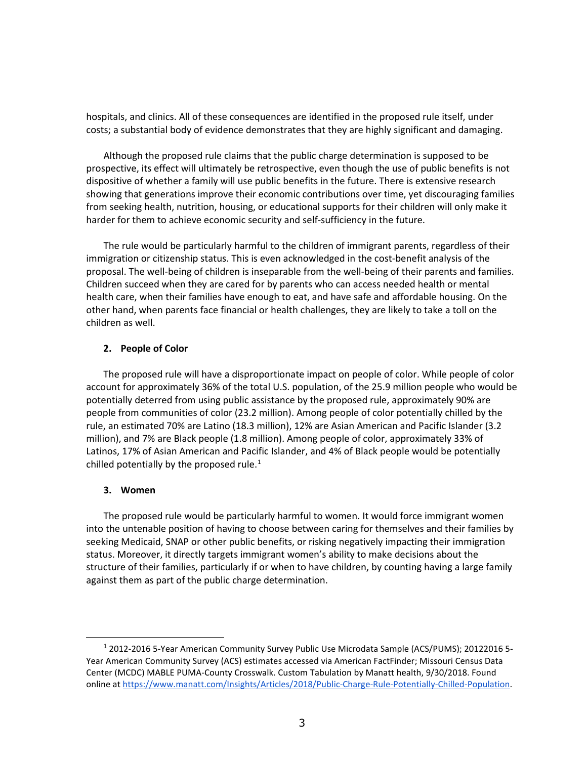hospitals, and clinics. All of these consequences are identified in the proposed rule itself, under costs; a substantial body of evidence demonstrates that they are highly significant and damaging.

Although the proposed rule claims that the public charge determination is supposed to be prospective, its effect will ultimately be retrospective, even though the use of public benefits is not dispositive of whether a family will use public benefits in the future. There is extensive research showing that generations improve their economic contributions over time, yet discouraging families from seeking health, nutrition, housing, or educational supports for their children will only make it harder for them to achieve economic security and self-sufficiency in the future.

The rule would be particularly harmful to the children of immigrant parents, regardless of their immigration or citizenship status. This is even acknowledged in the cost-benefit analysis of the proposal. The well-being of children is inseparable from the well-being of their parents and families. Children succeed when they are cared for by parents who can access needed health or mental health care, when their families have enough to eat, and have safe and affordable housing. On the other hand, when parents face financial or health challenges, they are likely to take a toll on the children as well.

### 2. People of Color

The proposed rule will have a disproportionate impact on people of color. While people of color account for approximately 36% of the total U.S. population, of the 25.9 million people who would be potentially deterred from using public assistance by the proposed rule, approximately 90% are people from communities of color (23.2 million). Among people of color potentially chilled by the rule, an estimated 70% are Latino (18.3 million), 12% are Asian American and Pacific Islander (3.2 million), and 7% are Black people (1.8 million). Among people of color, approximately 33% of Latinos, 17% of Asian American and Pacific Islander, and 4% of Black people would be potentially chilled potentially by the proposed rule.[1]

### 3. Women

The proposed rule would be particularly harmful to women. It would force immigrant women into the untenable position of having to choose between caring for themselves and their families by seeking Medicaid, SNAP or other public benefits, or risking negatively impacting their immigration status. Moreover, it directly targets immigrant women's ability to make decisions about the structure of their families, particularly if or when to have children, by counting having a large family against them as part of the public charge determination.

---

[1] 2012-2016 5-Year American Community Survey Public Use Microdata Sample (ACS/PUMS); 20122016 5-Year American Community Survey (ACS) estimates accessed via American FactFinder; Missouri Census Data Center (MCDC) MABLE PUMA-County Crosswalk. Custom Tabulation by Manatt health, 9/30/2018. Found online at https://www.manatt.com/Insights/Articles/2018/Public-Charge-Rule-Potentially-Chilled-Population.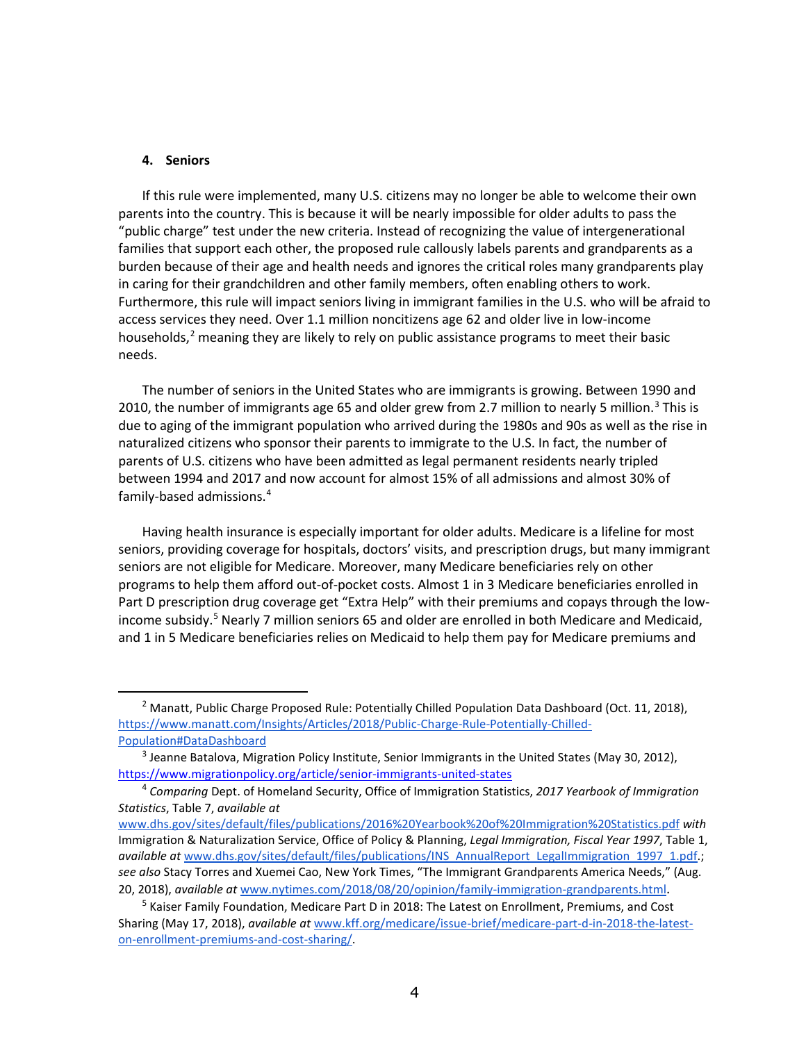#### 4. Seniors

If this rule were implemented, many U.S. citizens may no longer be able to welcome their own parents into the country. This is because it will be nearly impossible for older adults to pass the "public charge" test under the new criteria. Instead of recognizing the value of intergenerational families that support each other, the proposed rule callously labels parents and grandparents as a burden because of their age and health needs and ignores the critical roles many grandparents play in caring for their grandchildren and other family members, often enabling others to work. Furthermore, this rule will impact seniors living in immigrant families in the U.S. who will be afraid to access services they need. Over 1.1 million noncitizens age 62 and older live in low-income households,[2] meaning they are likely to rely on public assistance programs to meet their basic needs.

The number of seniors in the United States who are immigrants is growing. Between 1990 and 2010, the number of immigrants age 65 and older grew from 2.7 million to nearly 5 million.[3] This is due to aging of the immigrant population who arrived during the 1980s and 90s as well as the rise in naturalized citizens who sponsor their parents to immigrate to the U.S. In fact, the number of parents of U.S. citizens who have been admitted as legal permanent residents nearly tripled between 1994 and 2017 and now account for almost 15% of all admissions and almost 30% of family-based admissions.[4]

Having health insurance is especially important for older adults. Medicare is a lifeline for most seniors, providing coverage for hospitals, doctors' visits, and prescription drugs, but many immigrant seniors are not eligible for Medicare. Moreover, many Medicare beneficiaries rely on other programs to help them afford out-of-pocket costs. Almost 1 in 3 Medicare beneficiaries enrolled in Part D prescription drug coverage get "Extra Help" with their premiums and copays through the low-income subsidy.[5] Nearly 7 million seniors 65 and older are enrolled in both Medicare and Medicaid, and 1 in 5 Medicare beneficiaries relies on Medicaid to help them pay for Medicare premiums and

---

[2] Manatt, Public Charge Proposed Rule: Potentially Chilled Population Data Dashboard (Oct. 11, 2018), https://www.manatt.com/Insights/Articles/2018/Public-Charge-Rule-Potentially-Chilled-Population#DataDashboard

[3] Jeanne Batalova, Migration Policy Institute, Senior Immigrants in the United States (May 30, 2012), https://www.migrationpolicy.org/article/senior-immigrants-united-states

[4] *Comparing* Dept. of Homeland Security, Office of Immigration Statistics, *2017 Yearbook of Immigration Statistics*, Table 7, *available at* www.dhs.gov/sites/default/files/publications/2016%20Yearbook%20of%20Immigration%20Statistics.pdf *with* Immigration & Naturalization Service, Office of Policy & Planning, *Legal Immigration, Fiscal Year 1997*, Table 1, *available at* www.dhs.gov/sites/default/files/publications/INS_AnnualReport_LegalImmigration_1997_1.pdf.; *see also* Stacy Torres and Xuemei Cao, New York Times, "The Immigrant Grandparents America Needs," (Aug. 20, 2018), *available at* www.nytimes.com/2018/08/20/opinion/family-immigration-grandparents.html.

[5] Kaiser Family Foundation, Medicare Part D in 2018: The Latest on Enrollment, Premiums, and Cost Sharing (May 17, 2018), *available at* www.kff.org/medicare/issue-brief/medicare-part-d-in-2018-the-latest-on-enrollment-premiums-and-cost-sharing/.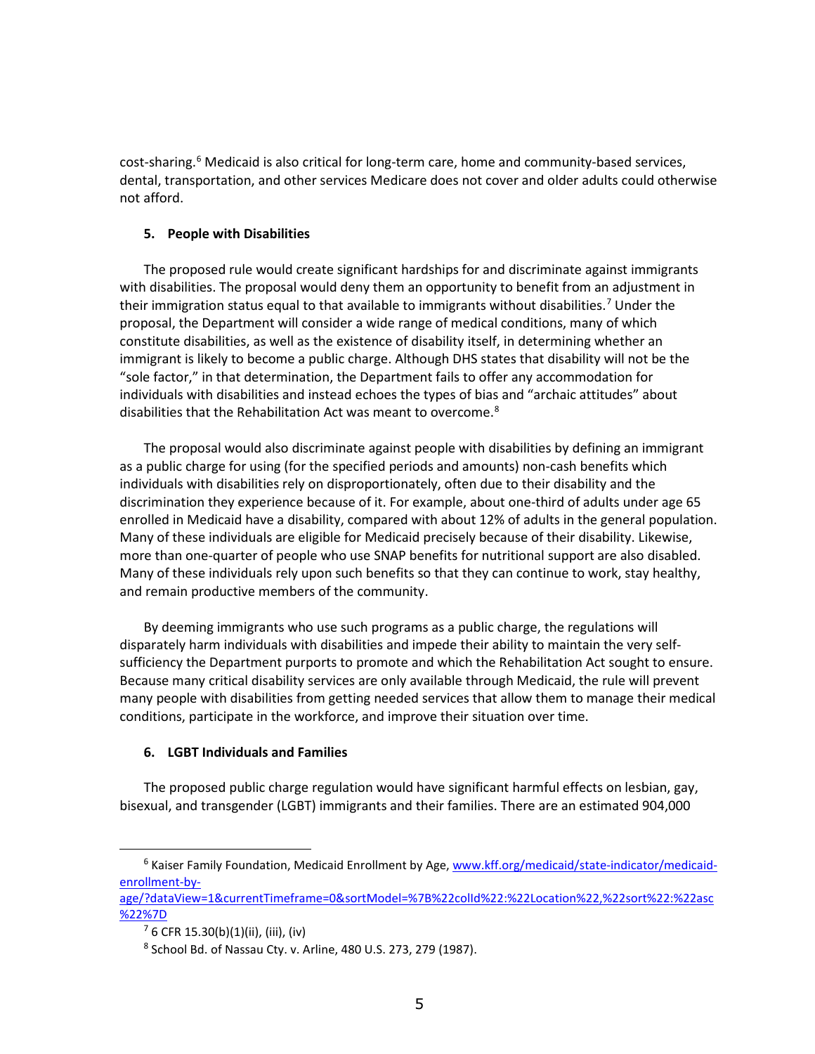cost-sharing.[6] Medicaid is also critical for long-term care, home and community-based services, dental, transportation, and other services Medicare does not cover and older adults could otherwise not afford.

### 5. People with Disabilities

The proposed rule would create significant hardships for and discriminate against immigrants with disabilities. The proposal would deny them an opportunity to benefit from an adjustment in their immigration status equal to that available to immigrants without disabilities.[7] Under the proposal, the Department will consider a wide range of medical conditions, many of which constitute disabilities, as well as the existence of disability itself, in determining whether an immigrant is likely to become a public charge. Although DHS states that disability will not be the "sole factor," in that determination, the Department fails to offer any accommodation for individuals with disabilities and instead echoes the types of bias and "archaic attitudes" about disabilities that the Rehabilitation Act was meant to overcome.[8]

The proposal would also discriminate against people with disabilities by defining an immigrant as a public charge for using (for the specified periods and amounts) non-cash benefits which individuals with disabilities rely on disproportionately, often due to their disability and the discrimination they experience because of it. For example, about one-third of adults under age 65 enrolled in Medicaid have a disability, compared with about 12% of adults in the general population. Many of these individuals are eligible for Medicaid precisely because of their disability. Likewise, more than one-quarter of people who use SNAP benefits for nutritional support are also disabled. Many of these individuals rely upon such benefits so that they can continue to work, stay healthy, and remain productive members of the community.

By deeming immigrants who use such programs as a public charge, the regulations will disparately harm individuals with disabilities and impede their ability to maintain the very self-sufficiency the Department purports to promote and which the Rehabilitation Act sought to ensure. Because many critical disability services are only available through Medicaid, the rule will prevent many people with disabilities from getting needed services that allow them to manage their medical conditions, participate in the workforce, and improve their situation over time.

### 6. LGBT Individuals and Families

The proposed public charge regulation would have significant harmful effects on lesbian, gay, bisexual, and transgender (LGBT) immigrants and their families. There are an estimated 904,000

---

[6] Kaiser Family Foundation, Medicaid Enrollment by Age, www.kff.org/medicaid/state-indicator/medicaid-enrollment-by-age/?dataView=1&currentTimeframe=0&sortModel=%7B%22colId%22:%22Location%22,%22sort%22:%22asc%22%7D

[7] 6 CFR 15.30(b)(1)(ii), (iii), (iv)

[8] School Bd. of Nassau Cty. v. Arline, 480 U.S. 273, 279 (1987).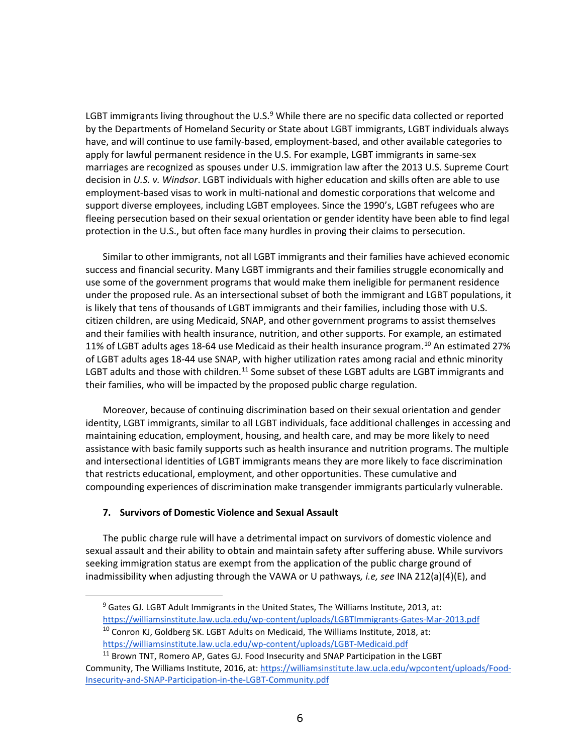LGBT immigrants living throughout the U.S.[9] While there are no specific data collected or reported by the Departments of Homeland Security or State about LGBT immigrants, LGBT individuals always have, and will continue to use family-based, employment-based, and other available categories to apply for lawful permanent residence in the U.S. For example, LGBT immigrants in same-sex marriages are recognized as spouses under U.S. immigration law after the 2013 U.S. Supreme Court decision in *U.S. v. Windsor*. LGBT individuals with higher education and skills often are able to use employment-based visas to work in multi-national and domestic corporations that welcome and support diverse employees, including LGBT employees. Since the 1990's, LGBT refugees who are fleeing persecution based on their sexual orientation or gender identity have been able to find legal protection in the U.S., but often face many hurdles in proving their claims to persecution.

Similar to other immigrants, not all LGBT immigrants and their families have achieved economic success and financial security. Many LGBT immigrants and their families struggle economically and use some of the government programs that would make them ineligible for permanent residence under the proposed rule. As an intersectional subset of both the immigrant and LGBT populations, it is likely that tens of thousands of LGBT immigrants and their families, including those with U.S. citizen children, are using Medicaid, SNAP, and other government programs to assist themselves and their families with health insurance, nutrition, and other supports. For example, an estimated 11% of LGBT adults ages 18-64 use Medicaid as their health insurance program.[10] An estimated 27% of LGBT adults ages 18-44 use SNAP, with higher utilization rates among racial and ethnic minority LGBT adults and those with children.[11] Some subset of these LGBT adults are LGBT immigrants and their families, who will be impacted by the proposed public charge regulation.

Moreover, because of continuing discrimination based on their sexual orientation and gender identity, LGBT immigrants, similar to all LGBT individuals, face additional challenges in accessing and maintaining education, employment, housing, and health care, and may be more likely to need assistance with basic family supports such as health insurance and nutrition programs. The multiple and intersectional identities of LGBT immigrants means they are more likely to face discrimination that restricts educational, employment, and other opportunities. These cumulative and compounding experiences of discrimination make transgender immigrants particularly vulnerable.

**7. Survivors of Domestic Violence and Sexual Assault**

The public charge rule will have a detrimental impact on survivors of domestic violence and sexual assault and their ability to obtain and maintain safety after suffering abuse. While survivors seeking immigration status are exempt from the application of the public charge ground of inadmissibility when adjusting through the VAWA or U pathways*, i.e, see* INA 212(a)(4)(E), and

---

[9] Gates GJ. LGBT Adult Immigrants in the United States, The Williams Institute, 2013, at: https://williamsinstitute.law.ucla.edu/wp-content/uploads/LGBTImmigrants-Gates-Mar-2013.pdf

[10] Conron KJ, Goldberg SK. LGBT Adults on Medicaid, The Williams Institute, 2018, at: https://williamsinstitute.law.ucla.edu/wp-content/uploads/LGBT-Medicaid.pdf

[11] Brown TNT, Romero AP, Gates GJ. Food Insecurity and SNAP Participation in the LGBT Community, The Williams Institute, 2016, at: https://williamsinstitute.law.ucla.edu/wpcontent/uploads/Food-Insecurity-and-SNAP-Participation-in-the-LGBT-Community.pdf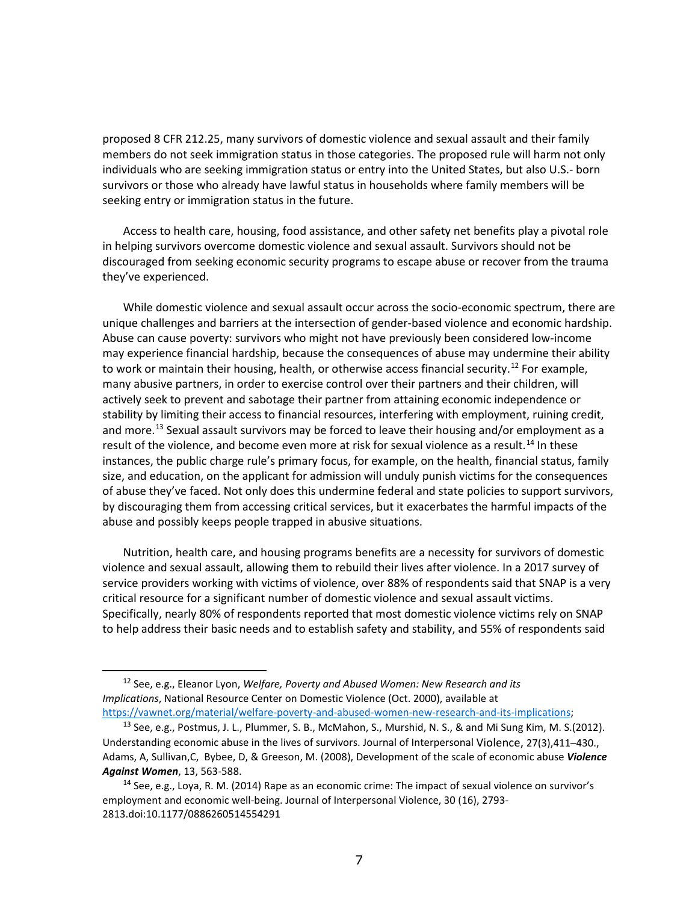proposed 8 CFR 212.25, many survivors of domestic violence and sexual assault and their family members do not seek immigration status in those categories. The proposed rule will harm not only individuals who are seeking immigration status or entry into the United States, but also U.S.- born survivors or those who already have lawful status in households where family members will be seeking entry or immigration status in the future.

Access to health care, housing, food assistance, and other safety net benefits play a pivotal role in helping survivors overcome domestic violence and sexual assault. Survivors should not be discouraged from seeking economic security programs to escape abuse or recover from the trauma they've experienced.

While domestic violence and sexual assault occur across the socio-economic spectrum, there are unique challenges and barriers at the intersection of gender-based violence and economic hardship. Abuse can cause poverty: survivors who might not have previously been considered low-income may experience financial hardship, because the consequences of abuse may undermine their ability to work or maintain their housing, health, or otherwise access financial security.[12] For example, many abusive partners, in order to exercise control over their partners and their children, will actively seek to prevent and sabotage their partner from attaining economic independence or stability by limiting their access to financial resources, interfering with employment, ruining credit, and more.[13] Sexual assault survivors may be forced to leave their housing and/or employment as a result of the violence, and become even more at risk for sexual violence as a result.[14] In these instances, the public charge rule's primary focus, for example, on the health, financial status, family size, and education, on the applicant for admission will unduly punish victims for the consequences of abuse they've faced. Not only does this undermine federal and state policies to support survivors, by discouraging them from accessing critical services, but it exacerbates the harmful impacts of the abuse and possibly keeps people trapped in abusive situations.

Nutrition, health care, and housing programs benefits are a necessity for survivors of domestic violence and sexual assault, allowing them to rebuild their lives after violence. In a 2017 survey of service providers working with victims of violence, over 88% of respondents said that SNAP is a very critical resource for a significant number of domestic violence and sexual assault victims. Specifically, nearly 80% of respondents reported that most domestic violence victims rely on SNAP to help address their basic needs and to establish safety and stability, and 55% of respondents said

---

[12] See, e.g., Eleanor Lyon, *Welfare, Poverty and Abused Women: New Research and its Implications*, National Resource Center on Domestic Violence (Oct. 2000), available at https://vawnet.org/material/welfare-poverty-and-abused-women-new-research-and-its-implications;

[13] See, e.g., Postmus, J. L., Plummer, S. B., McMahon, S., Murshid, N. S., & and Mi Sung Kim, M. S.(2012). Understanding economic abuse in the lives of survivors. Journal of Interpersonal Violence, 27(3),411–430., Adams, A, Sullivan,C, Bybee, D, & Greeson, M. (2008), Development of the scale of economic abuse ***Violence Against Women***, 13, 563-588.

[14] See, e.g., Loya, R. M. (2014) Rape as an economic crime: The impact of sexual violence on survivor's employment and economic well-being. Journal of Interpersonal Violence, 30 (16), 2793-2813.doi:10.1177/0886260514554291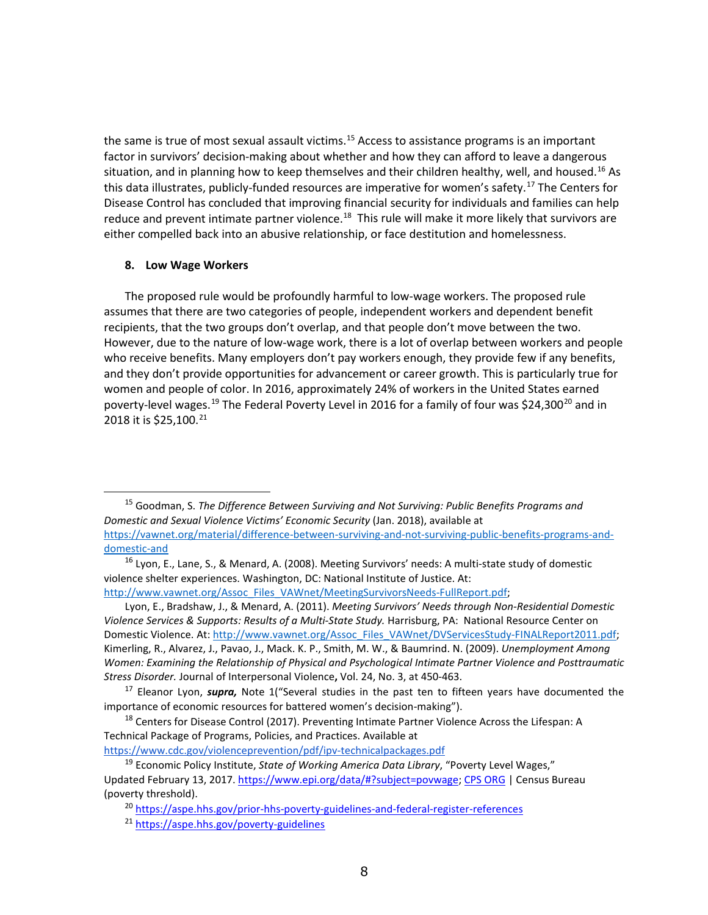the same is true of most sexual assault victims.[15] Access to assistance programs is an important factor in survivors' decision-making about whether and how they can afford to leave a dangerous situation, and in planning how to keep themselves and their children healthy, well, and housed.[16] As this data illustrates, publicly-funded resources are imperative for women's safety.[17] The Centers for Disease Control has concluded that improving financial security for individuals and families can help reduce and prevent intimate partner violence.[18] This rule will make it more likely that survivors are either compelled back into an abusive relationship, or face destitution and homelessness.

### 8. Low Wage Workers

The proposed rule would be profoundly harmful to low-wage workers. The proposed rule assumes that there are two categories of people, independent workers and dependent benefit recipients, that the two groups don't overlap, and that people don't move between the two. However, due to the nature of low-wage work, there is a lot of overlap between workers and people who receive benefits. Many employers don't pay workers enough, they provide few if any benefits, and they don't provide opportunities for advancement or career growth. This is particularly true for women and people of color. In 2016, approximately 24% of workers in the United States earned poverty-level wages.[19] The Federal Poverty Level in 2016 for a family of four was $24,300[20] and in 2018 it is $25,100.[21]

---

[15] Goodman, S. *The Difference Between Surviving and Not Surviving: Public Benefits Programs and Domestic and Sexual Violence Victims' Economic Security* (Jan. 2018), available at https://vawnet.org/material/difference-between-surviving-and-not-surviving-public-benefits-programs-and-domestic-and

[16] Lyon, E., Lane, S., & Menard, A. (2008). Meeting Survivors' needs: A multi-state study of domestic violence shelter experiences. Washington, DC: National Institute of Justice. At: http://www.vawnet.org/Assoc_Files_VAWnet/MeetingSurvivorsNeeds-FullReport.pdf;

Lyon, E., Bradshaw, J., & Menard, A. (2011). *Meeting Survivors' Needs through Non-Residential Domestic Violence Services & Supports: Results of a Multi-State Study.* Harrisburg, PA: National Resource Center on Domestic Violence. At: http://www.vawnet.org/Assoc_Files_VAWnet/DVServicesStudy-FINALReport2011.pdf; Kimerling, R., Alvarez, J., Pavao, J., Mack. K. P., Smith, M. W., & Baumrind. N. (2009). *Unemployment Among Women: Examining the Relationship of Physical and Psychological Intimate Partner Violence and Posttraumatic Stress Disorder.* Journal of Interpersonal Violence**,** Vol. 24, No. 3, at 450-463.

[17] Eleanor Lyon, ***supra,*** Note 1("Several studies in the past ten to fifteen years have documented the importance of economic resources for battered women's decision-making").

[18] Centers for Disease Control (2017). Preventing Intimate Partner Violence Across the Lifespan: A Technical Package of Programs, Policies, and Practices. Available at https://www.cdc.gov/violenceprevention/pdf/ipv-technicalpackages.pdf

[19] Economic Policy Institute, *State of Working America Data Library*, "Poverty Level Wages," Updated February 13, 2017. https://www.epi.org/data/#?subject=povwage; CPS ORG | Census Bureau (poverty threshold).

[20] https://aspe.hhs.gov/prior-hhs-poverty-guidelines-and-federal-register-references

[21] https://aspe.hhs.gov/poverty-guidelines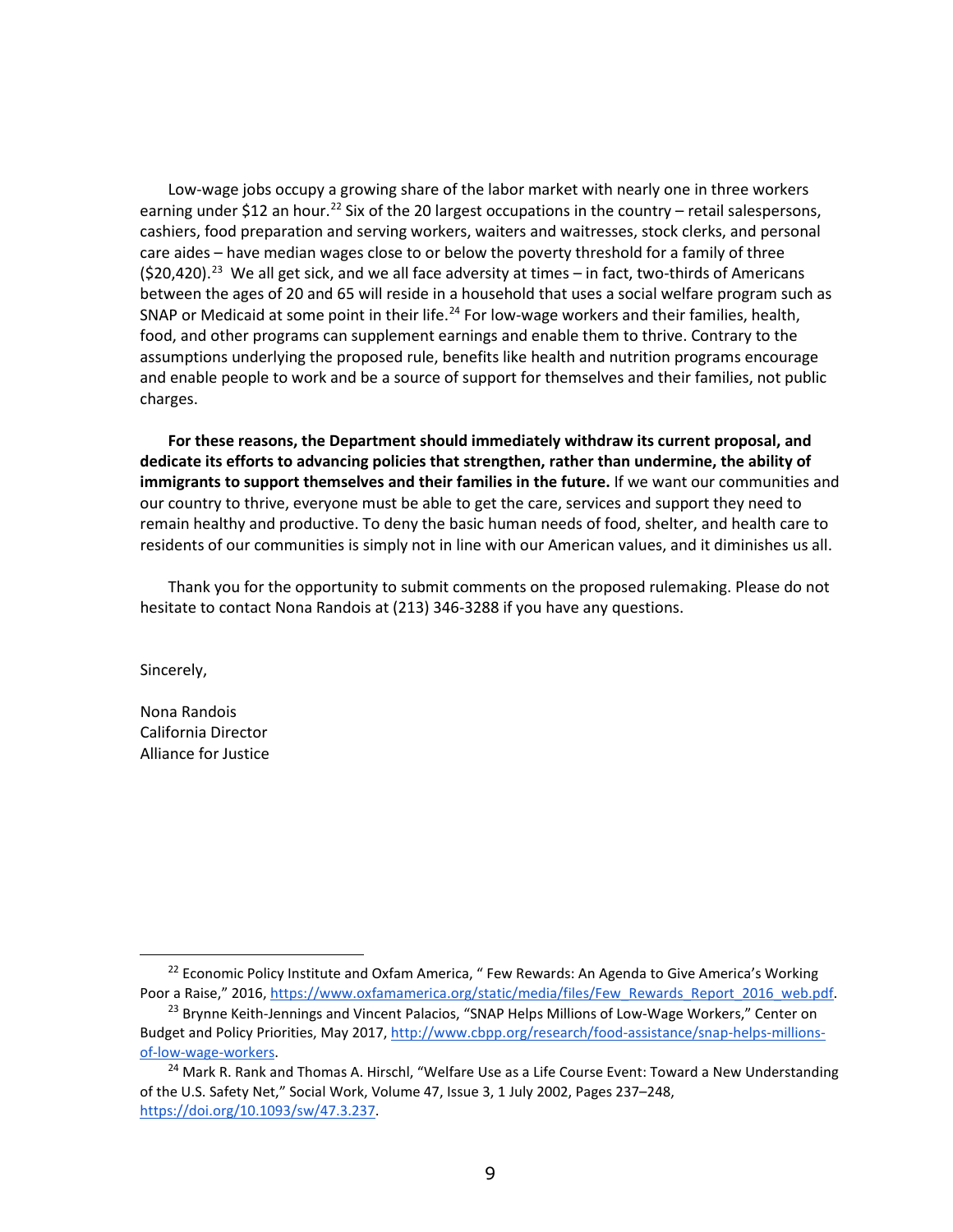Low-wage jobs occupy a growing share of the labor market with nearly one in three workers earning under $12 an hour.[22] Six of the 20 largest occupations in the country – retail salespersons, cashiers, food preparation and serving workers, waiters and waitresses, stock clerks, and personal care aides – have median wages close to or below the poverty threshold for a family of three ($20,420).[23] We all get sick, and we all face adversity at times – in fact, two-thirds of Americans between the ages of 20 and 65 will reside in a household that uses a social welfare program such as SNAP or Medicaid at some point in their life.[24] For low-wage workers and their families, health, food, and other programs can supplement earnings and enable them to thrive. Contrary to the assumptions underlying the proposed rule, benefits like health and nutrition programs encourage and enable people to work and be a source of support for themselves and their families, not public charges.

**For these reasons, the Department should immediately withdraw its current proposal, and dedicate its efforts to advancing policies that strengthen, rather than undermine, the ability of immigrants to support themselves and their families in the future.** If we want our communities and our country to thrive, everyone must be able to get the care, services and support they need to remain healthy and productive. To deny the basic human needs of food, shelter, and health care to residents of our communities is simply not in line with our American values, and it diminishes us all.

Thank you for the opportunity to submit comments on the proposed rulemaking. Please do not hesitate to contact Nona Randois at (213) 346-3288 if you have any questions.

Sincerely,

Nona Randois
California Director
Alliance for Justice

---

[22] Economic Policy Institute and Oxfam America, " Few Rewards: An Agenda to Give America's Working Poor a Raise," 2016, https://www.oxfamamerica.org/static/media/files/Few_Rewards_Report_2016_web.pdf.

[23] Brynne Keith-Jennings and Vincent Palacios, "SNAP Helps Millions of Low-Wage Workers," Center on Budget and Policy Priorities, May 2017, http://www.cbpp.org/research/food-assistance/snap-helps-millions-of-low-wage-workers.

[24] Mark R. Rank and Thomas A. Hirschl, "Welfare Use as a Life Course Event: Toward a New Understanding of the U.S. Safety Net," Social Work, Volume 47, Issue 3, 1 July 2002, Pages 237–248, https://doi.org/10.1093/sw/47.3.237.